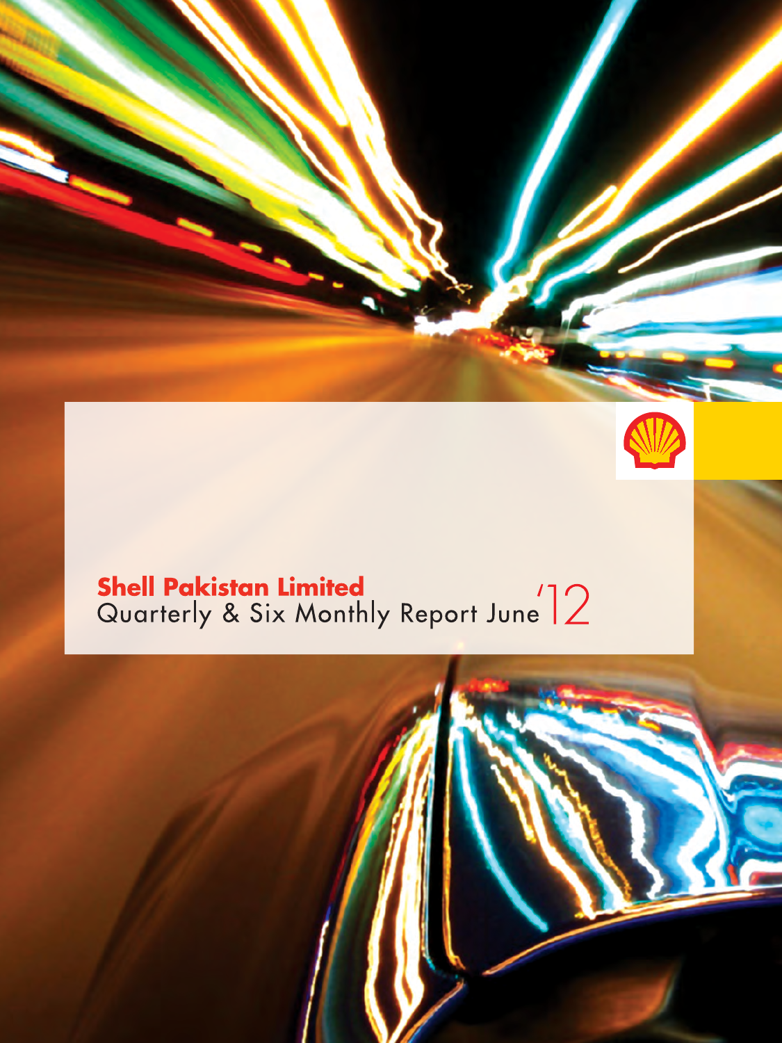# Shell Pakistan Limited

Quarterly & Six Monthly Report June '12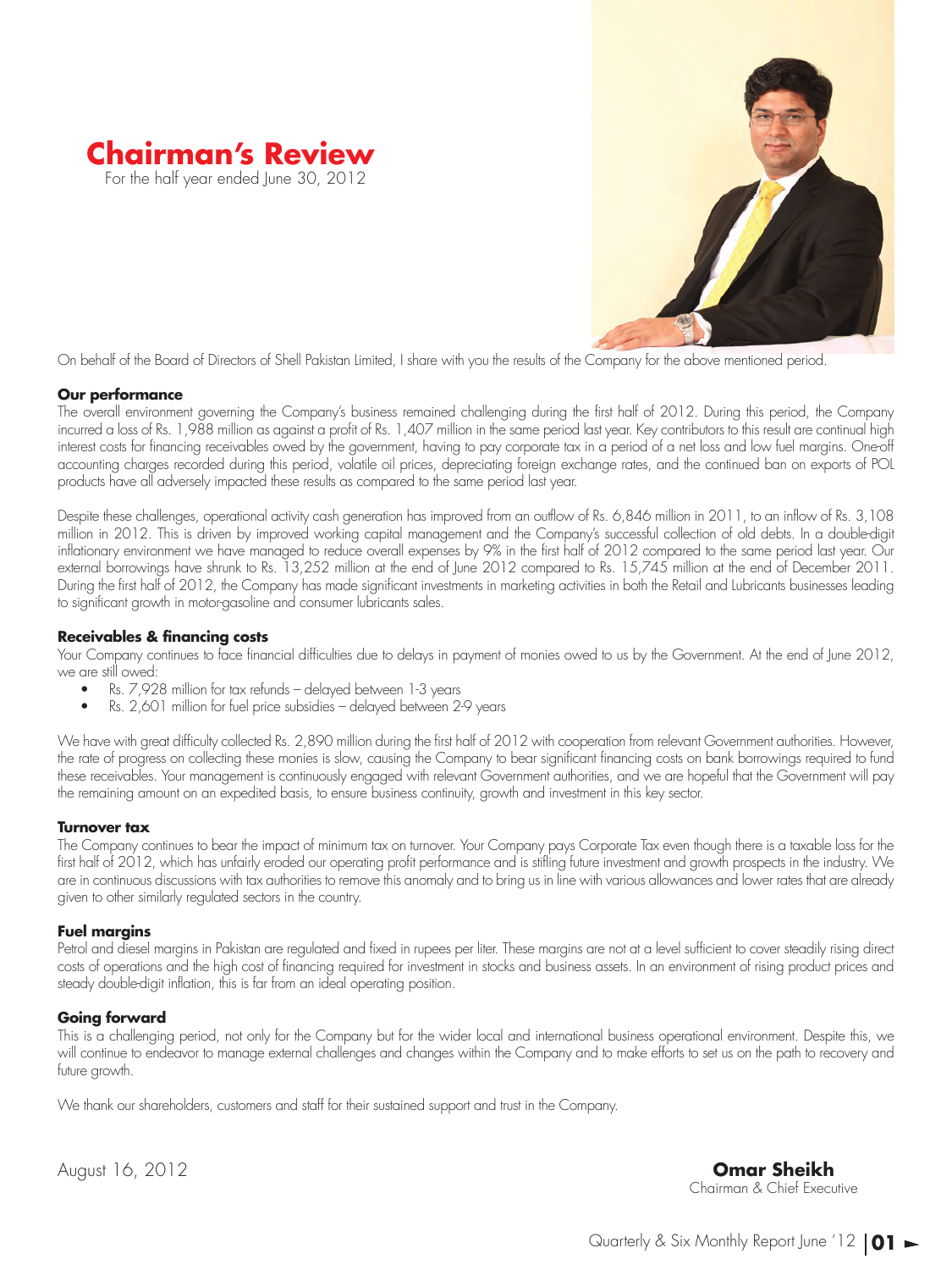# Chairman's Review

For the half year ended June 30, 2012

On behalf of the Board of Directors of Shell Pakistan Limited, I share with you the results of the Company for the above mentioned period.

### Our performance

The overall environment governing the Company's business remained challenging during the first half of 2012. During this period, the Company incurred a loss of Rs. 1,988 million as against a profit of Rs. 1,407 million in the same period last year. Key contributors to this result are continual high interest costs for financing receivables owed by the government, having to pay corporate tax in a period of a net loss and low fuel margins. One-off accounting charges recorded during this period, volatile oil prices, depreciating foreign exchange rates, and the continued ban on exports of POL products have all adversely impacted these results as compared to the same period last year.

Despite these challenges, operational activity cash generation has improved from an outflow of Rs. 6,846 million in 2011, to an inflow of Rs. 3,108 million in 2012. This is driven by improved working capital management and the Company's successful collection of old debts. In a double-digit inflationary environment we have managed to reduce overall expenses by 9% in the first half of 2012 compared to the same period last year. Our external borrowings have shrunk to Rs. 13,252 million at the end of June 2012 compared to Rs. 15,745 million at the end of December 2011. During the first half of 2012, the Company has made significant investments in marketing activities in both the Retail and Lubricants businesses leading to significant growth in motor-gasoline and consumer lubricants sales.

### Receivables & financing costs

Your Company continues to face financial difficulties due to delays in payment of monies owed to us by the Government. At the end of June 2012, we are still owed:

- Rs. 7,928 million for tax refunds – delayed between 1-3 years
- Rs. 2,601 million for fuel price subsidies – delayed between 2-9 years

We have with great difficulty collected Rs. 2,890 million during the first half of 2012 with cooperation from relevant Government authorities. However, the rate of progress on collecting these monies is slow, causing the Company to bear significant financing costs on bank borrowings required to fund these receivables. Your management is continuously engaged with relevant Government authorities, and we are hopeful that the Government will pay the remaining amount on an expedited basis, to ensure business continuity, growth and investment in this key sector.

### Turnover tax

The Company continues to bear the impact of minimum tax on turnover. Your Company pays Corporate Tax even though there is a taxable loss for the first half of 2012, which has unfairly eroded our operating profit performance and is stifling future investment and growth prospects in the industry. We are in continuous discussions with tax authorities to remove this anomaly and to bring us in line with various allowances and lower rates that are already given to other similarly regulated sectors in the country.

### Fuel margins

Petrol and diesel margins in Pakistan are regulated and fixed in rupees per liter. These margins are not at a level sufficient to cover steadily rising direct costs of operations and the high cost of financing required for investment in stocks and business assets. In an environment of rising product prices and steady double-digit inflation, this is far from an ideal operating position.

### Going forward

This is a challenging period, not only for the Company but for the wider local and international business operational environment. Despite this, we will continue to endeavor to manage external challenges and changes within the Company and to make efforts to set us on the path to recovery and future growth.

We thank our shareholders, customers and staff for their sustained support and trust in the Company.

August 16, 2012

**Omar Sheikh**
Chairman & Chief Executive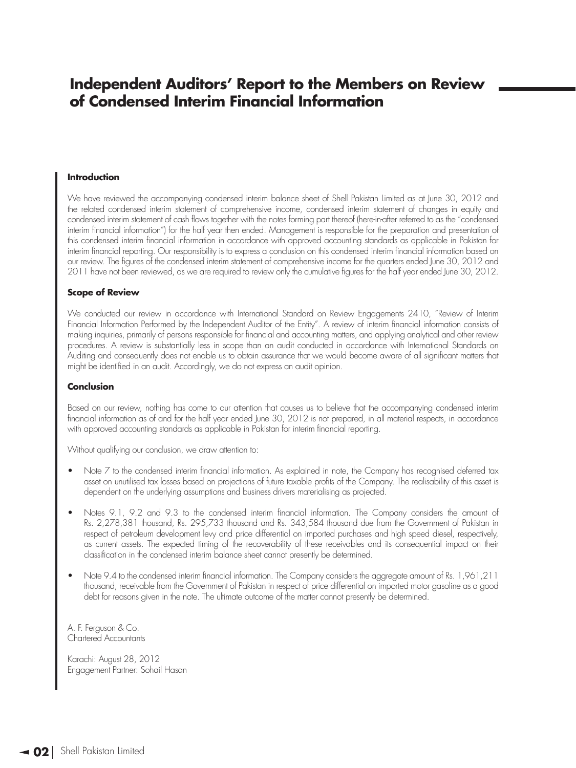# Independent Auditors' Report to the Members on Review of Condensed Interim Financial Information

**Introduction**

We have reviewed the accompanying condensed interim balance sheet of Shell Pakistan Limited as at June 30, 2012 and the related condensed interim statement of comprehensive income, condensed interim statement of changes in equity and condensed interim statement of cash flows together with the notes forming part thereof (here-in-after referred to as the "condensed interim financial information") for the half year then ended. Management is responsible for the preparation and presentation of this condensed interim financial information in accordance with approved accounting standards as applicable in Pakistan for interim financial reporting. Our responsibility is to express a conclusion on this condensed interim financial information based on our review. The figures of the condensed interim statement of comprehensive income for the quarters ended June 30, 2012 and 2011 have not been reviewed, as we are required to review only the cumulative figures for the half year ended June 30, 2012.

**Scope of Review**

We conducted our review in accordance with International Standard on Review Engagements 2410, "Review of Interim Financial Information Performed by the Independent Auditor of the Entity". A review of interim financial information consists of making inquiries, primarily of persons responsible for financial and accounting matters, and applying analytical and other review procedures. A review is substantially less in scope than an audit conducted in accordance with International Standards on Auditing and consequently does not enable us to obtain assurance that we would become aware of all significant matters that might be identified in an audit. Accordingly, we do not express an audit opinion.

**Conclusion**

Based on our review, nothing has come to our attention that causes us to believe that the accompanying condensed interim financial information as of and for the half year ended June 30, 2012 is not prepared, in all material respects, in accordance with approved accounting standards as applicable in Pakistan for interim financial reporting.

Without qualifying our conclusion, we draw attention to:

- Note 7 to the condensed interim financial information. As explained in note, the Company has recognised deferred tax asset on unutilised tax losses based on projections of future taxable profits of the Company. The realisability of this asset is dependent on the underlying assumptions and business drivers materialising as projected.
- Notes 9.1, 9.2 and 9.3 to the condensed interim financial information. The Company considers the amount of Rs. 2,278,381 thousand, Rs. 295,733 thousand and Rs. 343,584 thousand due from the Government of Pakistan in respect of petroleum development levy and price differential on imported purchases and high speed diesel, respectively, as current assets. The expected timing of the recoverability of these receivables and its consequential impact on their classification in the condensed interim balance sheet cannot presently be determined.
- Note 9.4 to the condensed interim financial information. The Company considers the aggregate amount of Rs. 1,961,211 thousand, receivable from the Government of Pakistan in respect of price differential on imported motor gasoline as a good debt for reasons given in the note. The ultimate outcome of the matter cannot presently be determined.

A. F. Ferguson & Co.
Chartered Accountants

Karachi: August 28, 2012
Engagement Partner: Sohail Hasan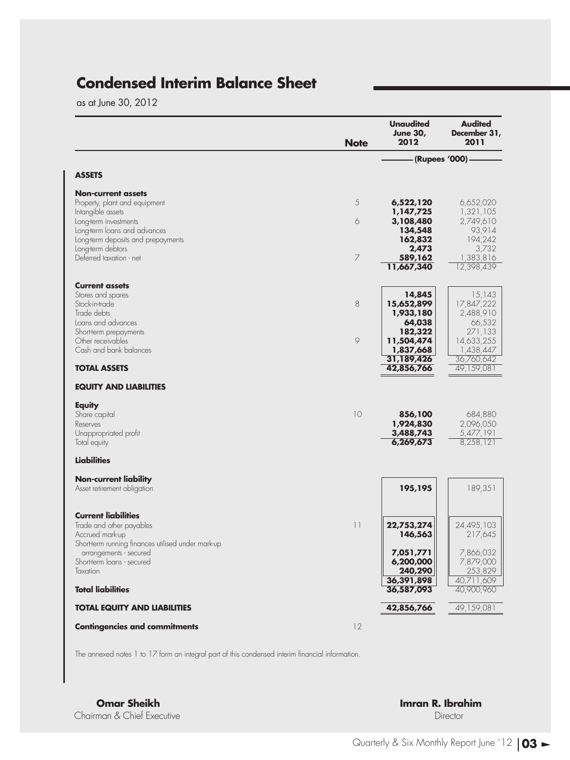# Condensed Interim Balance Sheet

as at June 30, 2012

| | Note | Unaudited June 30, 2012 | Audited December 31, 2011 |
|---|---|---|---|
| | | (Rupees '000) | |
| **ASSETS** | | | |
| **Non-current assets** | | | |
| Property, plant and equipment | 5 | **6,522,120** | 6,652,020 |
| Intangible assets | | **1,147,725** | 1,321,105 |
| Long-term investments | 6 | **3,108,480** | 2,749,610 |
| Long-term loans and advances | | **134,548** | 93,914 |
| Long-term deposits and prepayments | | **162,832** | 194,242 |
| Long-term debtors | | **2,473** | 3,732 |
| Deferred taxation - net | 7 | **589,162** | 1,383,816 |
| | | **11,667,340** | 12,398,439 |
| **Current assets** | | | |
| Stores and spares | | **14,845** | 15,143 |
| Stock-in-trade | 8 | **15,652,899** | 17,847,222 |
| Trade debts | | **1,933,180** | 2,488,910 |
| Loans and advances | | **64,038** | 66,532 |
| Short-term prepayments | | **182,322** | 271,133 |
| Other receivables | 9 | **11,504,474** | 14,633,255 |
| Cash and bank balances | | **1,837,668** | 1,438,447 |
| | | **31,189,426** | 36,760,642 |
| **TOTAL ASSETS** | | **42,856,766** | 49,159,081 |
| **EQUITY AND LIABILITIES** | | | |
| **Equity** | | | |
| Share capital | 10 | **856,100** | 684,880 |
| Reserves | | **1,924,830** | 2,096,050 |
| Unappropriated profit | | **3,488,743** | 5,477,191 |
| Total equity | | **6,269,673** | 8,258,121 |
| **Liabilities** | | | |
| **Non-current liability** | | | |
| Asset retirement obligation | | **195,195** | 189,351 |
| **Current liabilities** | | | |
| Trade and other payables | 11 | **22,753,274** | 24,495,103 |
| Accrued mark-up | | **146,563** | 217,645 |
| Short-term running finances utilised under mark-up arrangements - secured | | **7,051,771** | 7,866,032 |
| Short-term loans - secured | | **6,200,000** | 7,879,000 |
| Taxation | | **240,290** | 253,829 |
| | | **36,391,898** | 40,711,609 |
| **Total liabilities** | | **36,587,093** | 40,900,960 |
| **TOTAL EQUITY AND LIABILITIES** | | **42,856,766** | 49,159,081 |
| **Contingencies and commitments** | 12 | | |

The annexed notes 1 to 17 form an integral part of this condensed interim financial information.

**Omar Sheikh**
Chairman & Chief Executive

**Imran R. Ibrahim**
Director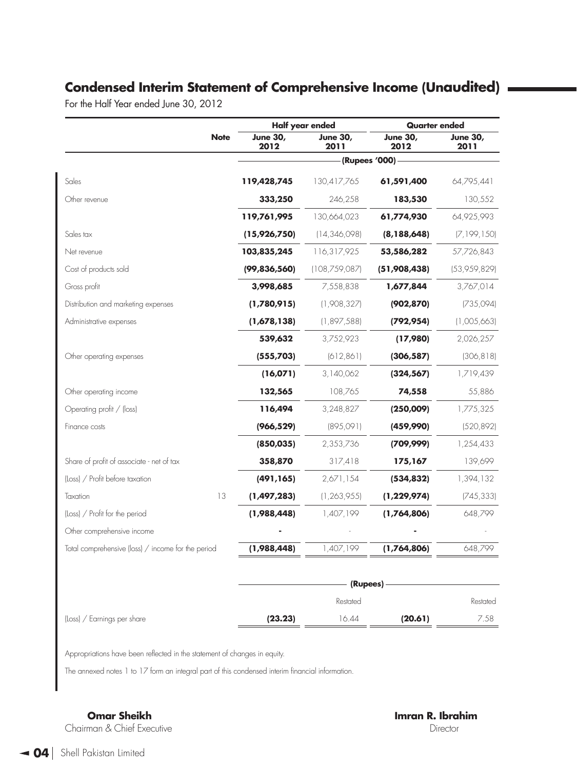## Condensed Interim Statement of Comprehensive Income (Unaudited)

For the Half Year ended June 30, 2012

| | Note | Half year ended | | Quarter ended | |
|---|---|---|---|---|---|
| | | **June 30, 2012** | **June 30, 2011** | **June 30, 2012** | **June 30, 2011** |
| | | (Rupees '000) | | | |
| Sales | | **119,428,745** | 130,417,765 | **61,591,400** | 64,795,441 |
| Other revenue | | **333,250** | 246,258 | **183,530** | 130,552 |
| | | **119,761,995** | 130,664,023 | **61,774,930** | 64,925,993 |
| Sales tax | | **(15,926,750)** | (14,346,098) | **(8,188,648)** | (7,199,150) |
| Net revenue | | **103,835,245** | 116,317,925 | **53,586,282** | 57,726,843 |
| Cost of products sold | | **(99,836,560)** | (108,759,087) | **(51,908,438)** | (53,959,829) |
| Gross profit | | **3,998,685** | 7,558,838 | **1,677,844** | 3,767,014 |
| Distribution and marketing expenses | | **(1,780,915)** | (1,908,327) | **(902,870)** | (735,094) |
| Administrative expenses | | **(1,678,138)** | (1,897,588) | **(792,954)** | (1,005,663) |
| | | **539,632** | 3,752,923 | **(17,980)** | 2,026,257 |
| Other operating expenses | | **(555,703)** | (612,861) | **(306,587)** | (306,818) |
| | | **(16,071)** | 3,140,062 | **(324,567)** | 1,719,439 |
| Other operating income | | **132,565** | 108,765 | **74,558** | 55,886 |
| Operating profit / (loss) | | **116,494** | 3,248,827 | **(250,009)** | 1,775,325 |
| Finance costs | | **(966,529)** | (895,091) | **(459,990)** | (520,892) |
| | | **(850,035)** | 2,353,736 | **(709,999)** | 1,254,433 |
| Share of profit of associate - net of tax | | **358,870** | 317,418 | **175,167** | 139,699 |
| (Loss) / Profit before taxation | | **(491,165)** | 2,671,154 | **(534,832)** | 1,394,132 |
| Taxation | 13 | **(1,497,283)** | (1,263,955) | **(1,229,974)** | (745,333) |
| (Loss) / Profit for the period | | **(1,988,448)** | 1,407,199 | **(1,764,806)** | 648,799 |
| Other comprehensive income | | **-** | - | **-** | - |
| Total comprehensive (loss) / income for the period | | **(1,988,448)** | 1,407,199 | **(1,764,806)** | 648,799 |
| | | (Rupees) | | | |
| | | | Restated | | Restated |
| (Loss) / Earnings per share | | **(23.23)** | 16.44 | **(20.61)** | 7.58 |

Appropriations have been reflected in the statement of changes in equity.

The annexed notes 1 to 17 form an integral part of this condensed interim financial information.

**Omar Sheikh**
Chairman & Chief Executive

**Imran R. Ibrahim**
Director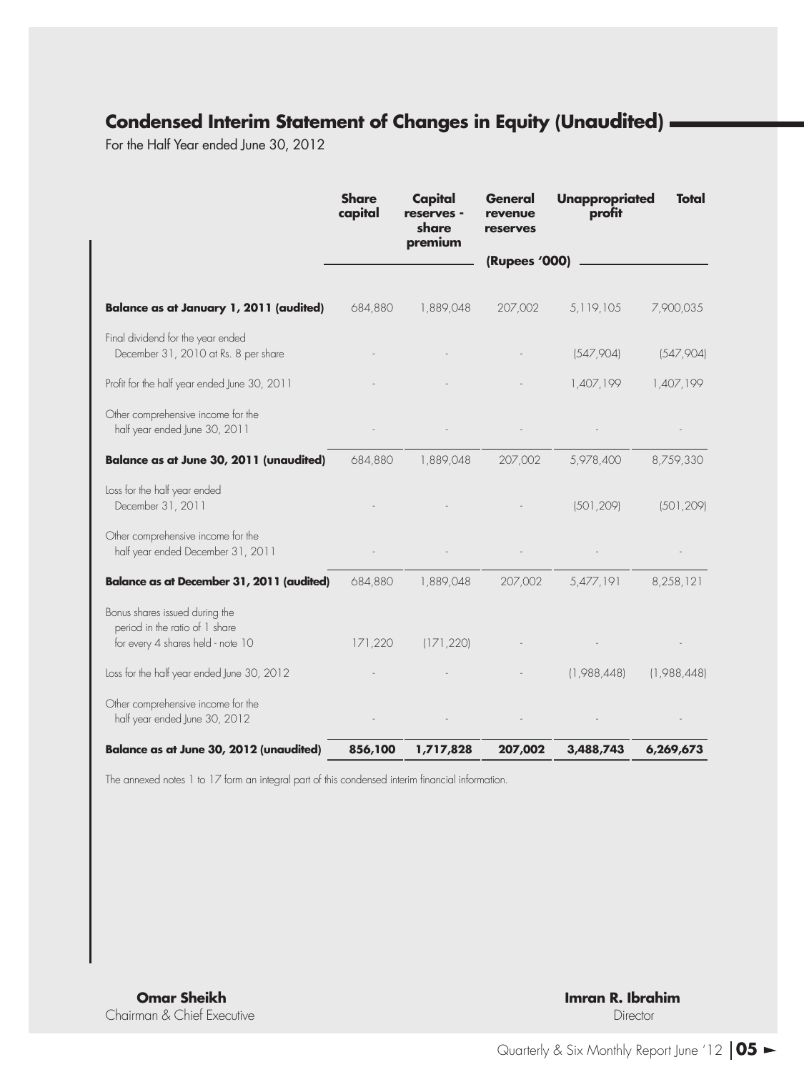## Condensed Interim Statement of Changes in Equity (Unaudited)

For the Half Year ended June 30, 2012

| | Share capital | Capital reserves - share premium | General revenue reserves | Unappropriated profit | Total |
|---|---|---|---|---|---|
| | (Rupees '000) | | | | |
| **Balance as at January 1, 2011 (audited)** | 684,880 | 1,889,048 | 207,002 | 5,119,105 | 7,900,035 |
| Final dividend for the year ended December 31, 2010 at Rs. 8 per share | - | - | - | (547,904) | (547,904) |
| Profit for the half year ended June 30, 2011 | - | - | - | 1,407,199 | 1,407,199 |
| Other comprehensive income for the half year ended June 30, 2011 | - | - | - | - | - |
| **Balance as at June 30, 2011 (unaudited)** | 684,880 | 1,889,048 | 207,002 | 5,978,400 | 8,759,330 |
| Loss for the half year ended December 31, 2011 | - | - | - | (501,209) | (501,209) |
| Other comprehensive income for the half year ended December 31, 2011 | - | - | - | - | - |
| **Balance as at December 31, 2011 (audited)** | 684,880 | 1,889,048 | 207,002 | 5,477,191 | 8,258,121 |
| Bonus shares issued during the period in the ratio of 1 share for every 4 shares held - note 10 | 171,220 | (171,220) | - | - | - |
| Loss for the half year ended June 30, 2012 | - | - | - | (1,988,448) | (1,988,448) |
| Other comprehensive income for the half year ended June 30, 2012 | - | - | - | - | - |
| **Balance as at June 30, 2012 (unaudited)** | **856,100** | **1,717,828** | **207,002** | **3,488,743** | **6,269,673** |

The annexed notes 1 to 17 form an integral part of this condensed interim financial information.

**Omar Sheikh**
Chairman & Chief Executive

**Imran R. Ibrahim**
Director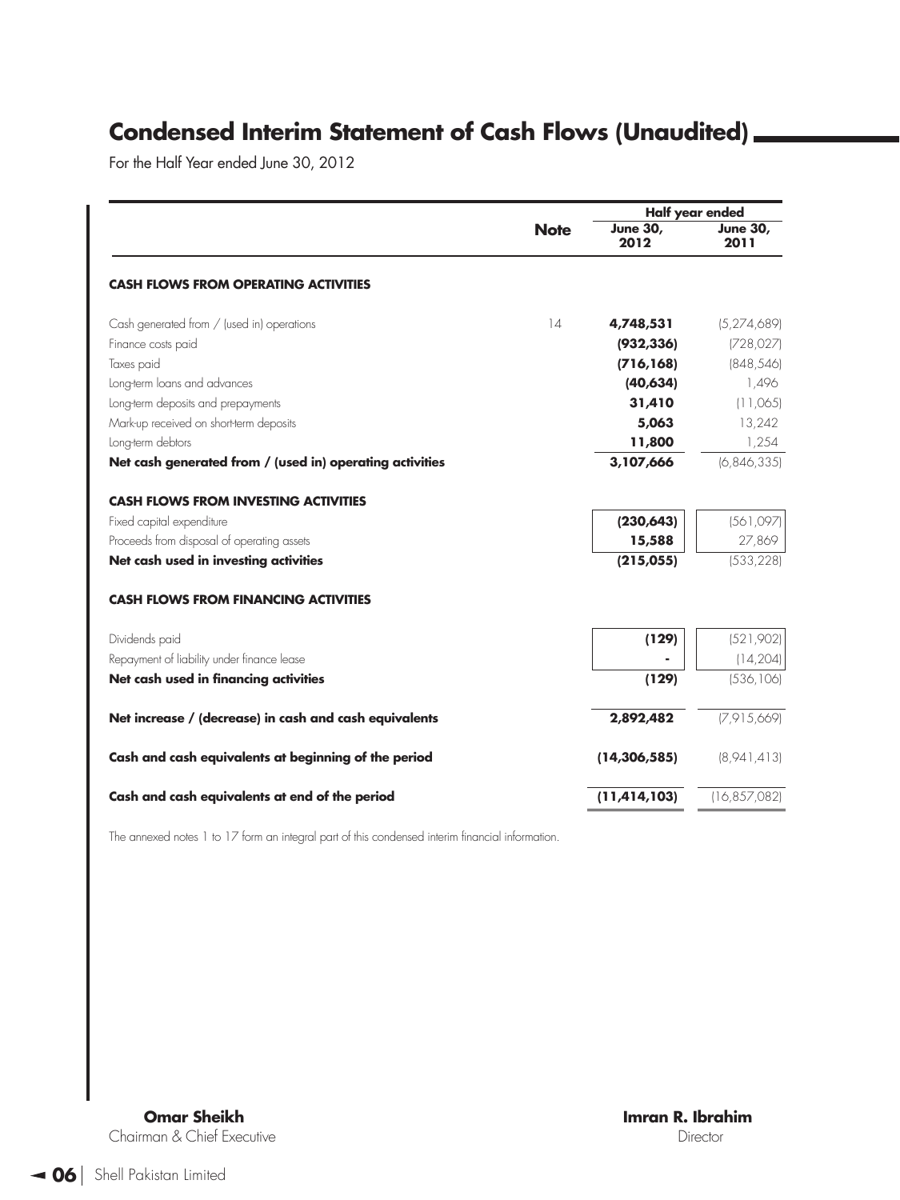# Condensed Interim Statement of Cash Flows (Unaudited)

For the Half Year ended June 30, 2012

| | Note | Half year ended | |
|---|---|---|---|
| | | **June 30, 2012** | **June 30, 2011** |
| **CASH FLOWS FROM OPERATING ACTIVITIES** | | | |
| Cash generated from / (used in) operations | 14 | **4,748,531** | (5,274,689) |
| Finance costs paid | | **(932,336)** | (728,027) |
| Taxes paid | | **(716,168)** | (848,546) |
| Long-term loans and advances | | **(40,634)** | 1,496 |
| Long-term deposits and prepayments | | **31,410** | (11,065) |
| Mark-up received on short-term deposits | | **5,063** | 13,242 |
| Long-term debtors | | **11,800** | 1,254 |
| **Net cash generated from / (used in) operating activities** | | **3,107,666** | (6,846,335) |
| **CASH FLOWS FROM INVESTING ACTIVITIES** | | | |
| Fixed capital expenditure | | **(230,643)** | (561,097) |
| Proceeds from disposal of operating assets | | **15,588** | 27,869 |
| **Net cash used in investing activities** | | **(215,055)** | (533,228) |
| **CASH FLOWS FROM FINANCING ACTIVITIES** | | | |
| Dividends paid | | **(129)** | (521,902) |
| Repayment of liability under finance lease | | **-** | (14,204) |
| **Net cash used in financing activities** | | **(129)** | (536,106) |
| **Net increase / (decrease) in cash and cash equivalents** | | **2,892,482** | (7,915,669) |
| **Cash and cash equivalents at beginning of the period** | | **(14,306,585)** | (8,941,413) |
| **Cash and cash equivalents at end of the period** | | **(11,414,103)** | (16,857,082) |

The annexed notes 1 to 17 form an integral part of this condensed interim financial information.

**Omar Sheikh**
Chairman & Chief Executive

**Imran R. Ibrahim**
Director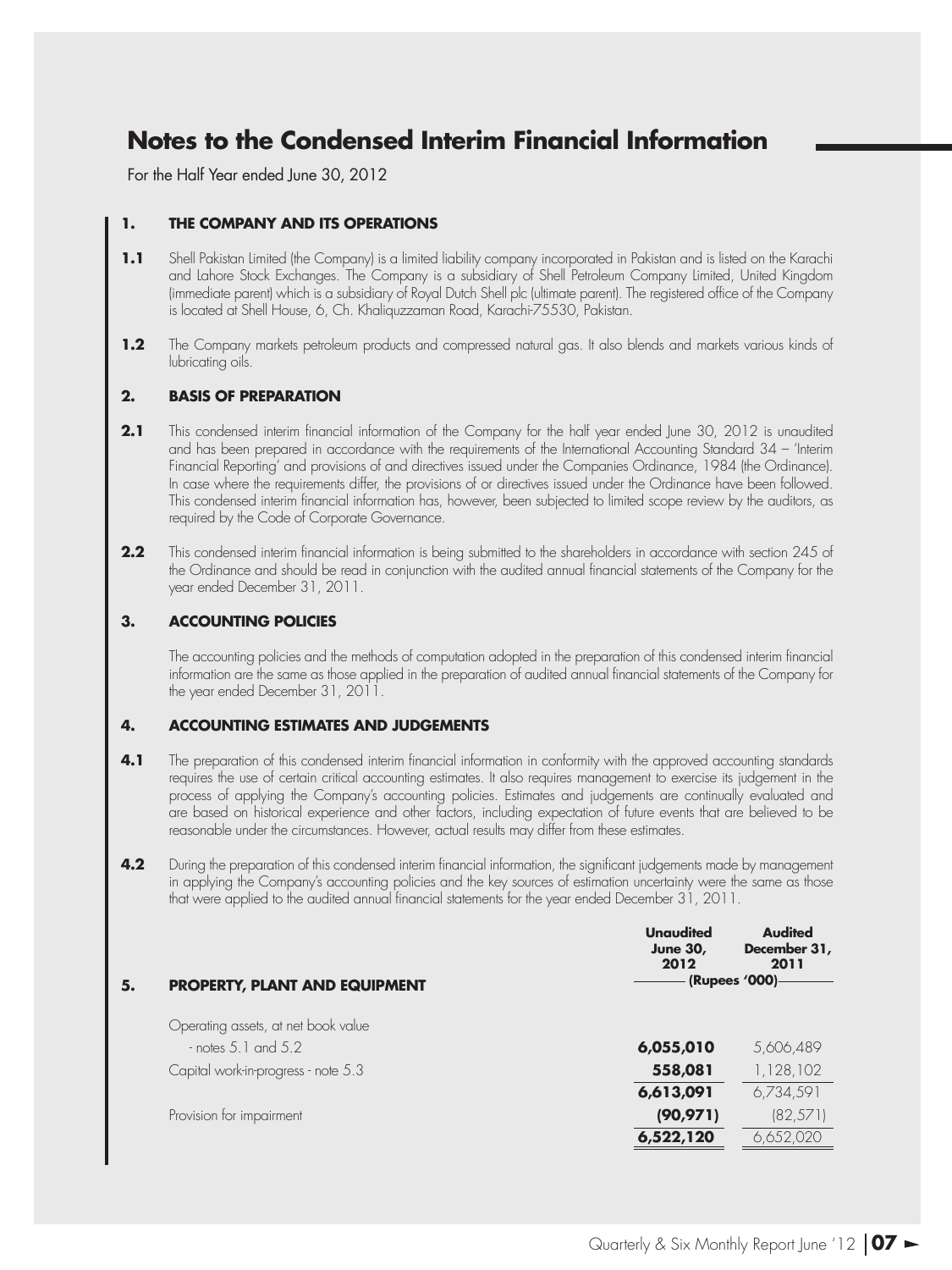# Notes to the Condensed Interim Financial Information

For the Half Year ended June 30, 2012

## 1. THE COMPANY AND ITS OPERATIONS

**1.1** Shell Pakistan Limited (the Company) is a limited liability company incorporated in Pakistan and is listed on the Karachi and Lahore Stock Exchanges. The Company is a subsidiary of Shell Petroleum Company Limited, United Kingdom (immediate parent) which is a subsidiary of Royal Dutch Shell plc (ultimate parent). The registered office of the Company is located at Shell House, 6, Ch. Khaliquzzaman Road, Karachi-75530, Pakistan.

**1.2** The Company markets petroleum products and compressed natural gas. It also blends and markets various kinds of lubricating oils.

## 2. BASIS OF PREPARATION

**2.1** This condensed interim financial information of the Company for the half year ended June 30, 2012 is unaudited and has been prepared in accordance with the requirements of the International Accounting Standard 34 – 'Interim Financial Reporting' and provisions of and directives issued under the Companies Ordinance, 1984 (the Ordinance). In case where the requirements differ, the provisions of or directives issued under the Ordinance have been followed. This condensed interim financial information has, however, been subjected to limited scope review by the auditors, as required by the Code of Corporate Governance.

**2.2** This condensed interim financial information is being submitted to the shareholders in accordance with section 245 of the Ordinance and should be read in conjunction with the audited annual financial statements of the Company for the year ended December 31, 2011.

## 3. ACCOUNTING POLICIES

The accounting policies and the methods of computation adopted in the preparation of this condensed interim financial information are the same as those applied in the preparation of audited annual financial statements of the Company for the year ended December 31, 2011.

## 4. ACCOUNTING ESTIMATES AND JUDGEMENTS

**4.1** The preparation of this condensed interim financial information in conformity with the approved accounting standards requires the use of certain critical accounting estimates. It also requires management to exercise its judgement in the process of applying the Company's accounting policies. Estimates and judgements are continually evaluated and are based on historical experience and other factors, including expectation of future events that are believed to be reasonable under the circumstances. However, actual results may differ from these estimates.

**4.2** During the preparation of this condensed interim financial information, the significant judgements made by management in applying the Company's accounting policies and the key sources of estimation uncertainty were the same as those that were applied to the audited annual financial statements for the year ended December 31, 2011.

## 5. PROPERTY, PLANT AND EQUIPMENT

| | Unaudited June 30, 2012 | Audited December 31, 2011 |
|---|---|---|
| | (Rupees '000) | |
| Operating assets, at net book value - notes 5.1 and 5.2 | **6,055,010** | 5,606,489 |
| Capital work-in-progress - note 5.3 | **558,081** | 1,128,102 |
| | **6,613,091** | 6,734,591 |
| Provision for impairment | **(90,971)** | (82,571) |
| | **6,522,120** | 6,652,020 |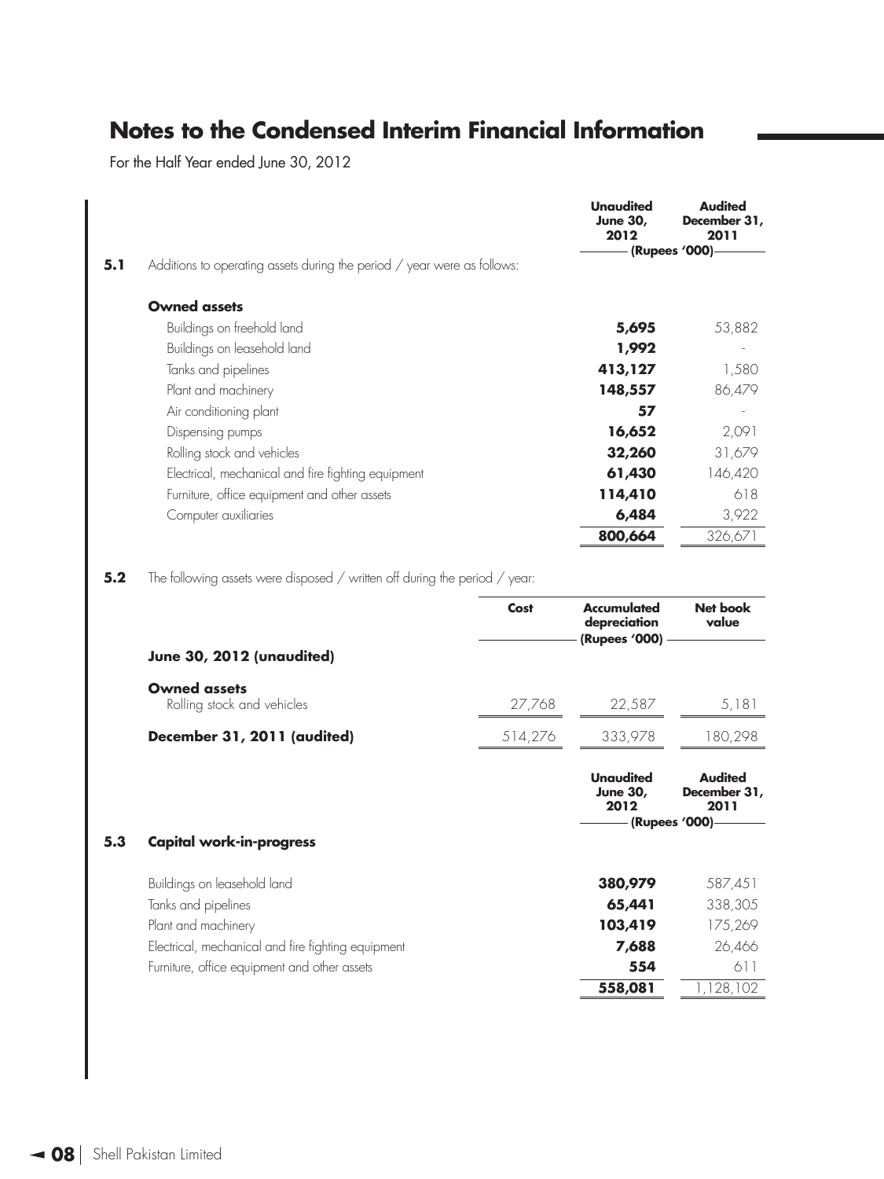# Notes to the Condensed Interim Financial Information

For the Half Year ended June 30, 2012

| | | Unaudited June 30, 2012 | Audited December 31, 2011 |
|---|---|---|---|
| | | (Rupees '000) | |
| **5.1** | Additions to operating assets during the period / year were as follows: | | |
| | **Owned assets** | | |
| | Buildings on freehold land | **5,695** | 53,882 |
| | Buildings on leasehold land | **1,992** | - |
| | Tanks and pipelines | **413,127** | 1,580 |
| | Plant and machinery | **148,557** | 86,479 |
| | Air conditioning plant | **57** | - |
| | Dispensing pumps | **16,652** | 2,091 |
| | Rolling stock and vehicles | **32,260** | 31,679 |
| | Electrical, mechanical and fire fighting equipment | **61,430** | 146,420 |
| | Furniture, office equipment and other assets | **114,410** | 618 |
| | Computer auxiliaries | **6,484** | 3,922 |
| | | **800,664** | 326,671 |

**5.2** The following assets were disposed / written off during the period / year:

| | Cost | Accumulated depreciation | Net book value |
|---|---|---|---|
| | | (Rupees '000) | |
| **June 30, 2012 (unaudited)** | | | |
| **Owned assets** | | | |
| Rolling stock and vehicles | 27,768 | 22,587 | 5,181 |
| **December 31, 2011 (audited)** | 514,276 | 333,978 | 180,298 |

| | | Unaudited June 30, 2012 | Audited December 31, 2011 |
|---|---|---|---|
| | | (Rupees '000) | |
| **5.3** | **Capital work-in-progress** | | |
| | Buildings on leasehold land | **380,979** | 587,451 |
| | Tanks and pipelines | **65,441** | 338,305 |
| | Plant and machinery | **103,419** | 175,269 |
| | Electrical, mechanical and fire fighting equipment | **7,688** | 26,466 |
| | Furniture, office equipment and other assets | **554** | 611 |
| | | **558,081** | 1,128,102 |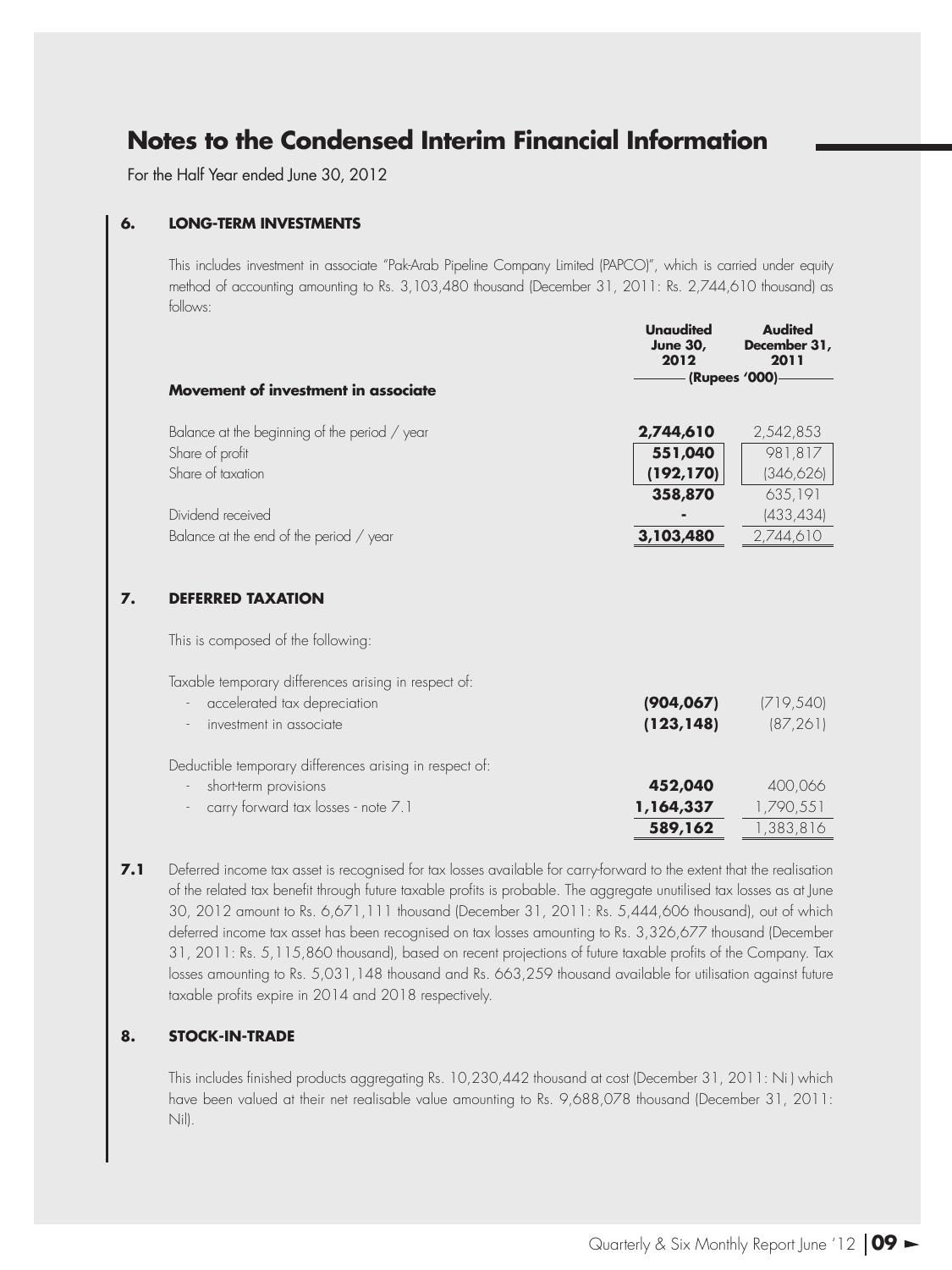# Notes to the Condensed Interim Financial Information

For the Half Year ended June 30, 2012

## 6. LONG-TERM INVESTMENTS

This includes investment in associate "Pak-Arab Pipeline Company Limited (PAPCO)", which is carried under equity method of accounting amounting to Rs. 3,103,480 thousand (December 31, 2011: Rs. 2,744,610 thousand) as follows:

| Movement of investment in associate | Unaudited June 30, 2012 | Audited December 31, 2011 |
|---|---|---|
| | (Rupees '000) | |
| Balance at the beginning of the period / year | **2,744,610** | 2,542,853 |
| Share of profit | **551,040** | 981,817 |
| Share of taxation | **(192,170)** | (346,626) |
| | **358,870** | 635,191 |
| Dividend received | **-** | (433,434) |
| Balance at the end of the period / year | **3,103,480** | 2,744,610 |

## 7. DEFERRED TAXATION

This is composed of the following:

| | | |
|---|---|---|
| Taxable temporary differences arising in respect of: | | |
| - accelerated tax depreciation | **(904,067)** | (719,540) |
| - investment in associate | **(123,148)** | (87,261) |
| Deductible temporary differences arising in respect of: | | |
| - short-term provisions | **452,040** | 400,066 |
| - carry forward tax losses - note 7.1 | **1,164,337** | 1,790,551 |
| | **589,162** | 1,383,816 |

**7.1** Deferred income tax asset is recognised for tax losses available for carry-forward to the extent that the realisation of the related tax benefit through future taxable profits is probable. The aggregate unutilised tax losses as at June 30, 2012 amount to Rs. 6,671,111 thousand (December 31, 2011: Rs. 5,444,606 thousand), out of which deferred income tax asset has been recognised on tax losses amounting to Rs. 3,326,677 thousand (December 31, 2011: Rs. 5,115,860 thousand), based on recent projections of future taxable profits of the Company. Tax losses amounting to Rs. 5,031,148 thousand and Rs. 663,259 thousand available for utilisation against future taxable profits expire in 2014 and 2018 respectively.

## 8. STOCK-IN-TRADE

This includes finished products aggregating Rs. 10,230,442 thousand at cost (December 31, 2011: Ni ) which have been valued at their net realisable value amounting to Rs. 9,688,078 thousand (December 31, 2011: Nil).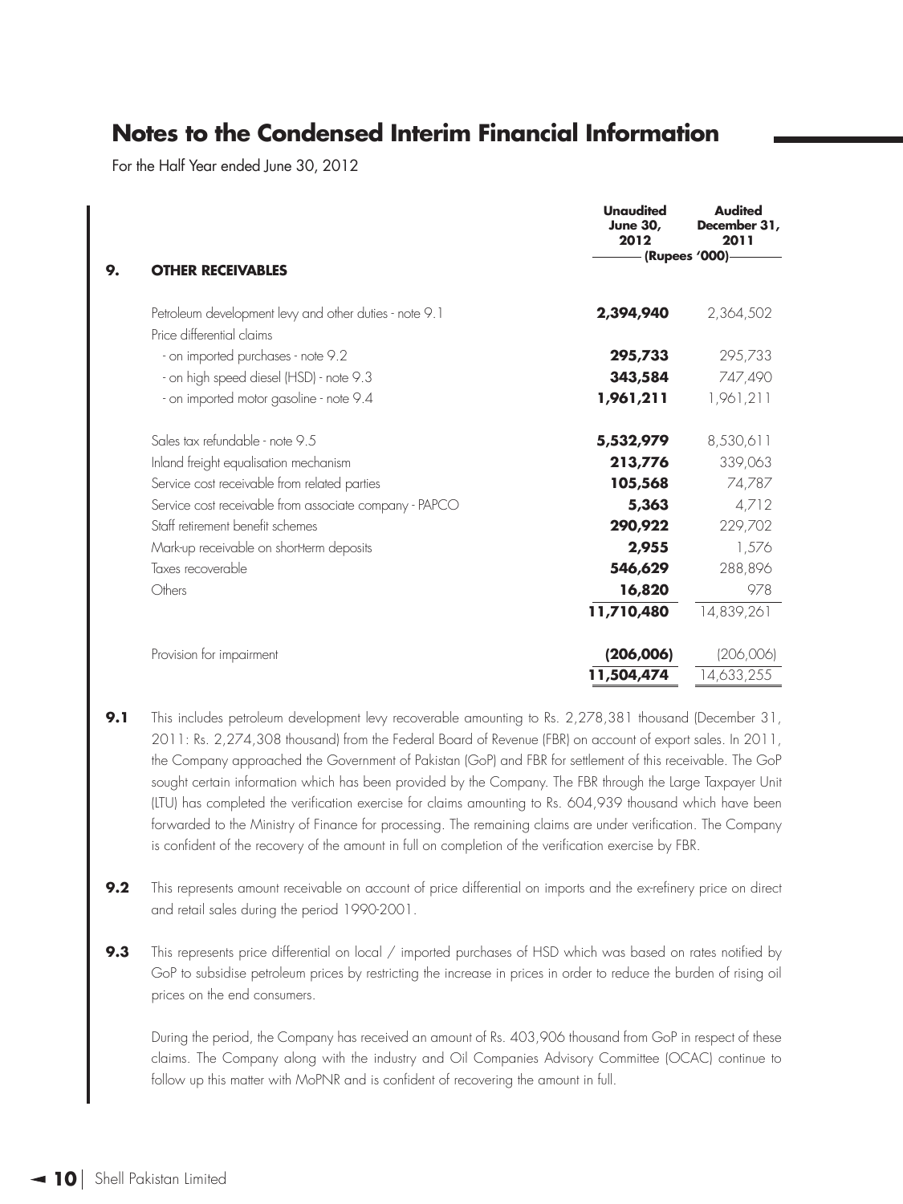# Notes to the Condensed Interim Financial Information

For the Half Year ended June 30, 2012

| 9. OTHER RECEIVABLES | Unaudited June 30, 2012 | Audited December 31, 2011 |
|---|---|---|
| | (Rupees '000) | |
| Petroleum development levy and other duties - note 9.1 | **2,394,940** | 2,364,502 |
| Price differential claims | | |
| - on imported purchases - note 9.2 | **295,733** | 295,733 |
| - on high speed diesel (HSD) - note 9.3 | **343,584** | 747,490 |
| - on imported motor gasoline - note 9.4 | **1,961,211** | 1,961,211 |
| Sales tax refundable - note 9.5 | **5,532,979** | 8,530,611 |
| Inland freight equalisation mechanism | **213,776** | 339,063 |
| Service cost receivable from related parties | **105,568** | 74,787 |
| Service cost receivable from associate company - PAPCO | **5,363** | 4,712 |
| Staff retirement benefit schemes | **290,922** | 229,702 |
| Mark-up receivable on short-term deposits | **2,955** | 1,576 |
| Taxes recoverable | **546,629** | 288,896 |
| Others | **16,820** | 978 |
| | **11,710,480** | 14,839,261 |
| Provision for impairment | **(206,006)** | (206,006) |
| | **11,504,474** | 14,633,255 |

**9.1** This includes petroleum development levy recoverable amounting to Rs. 2,278,381 thousand (December 31, 2011: Rs. 2,274,308 thousand) from the Federal Board of Revenue (FBR) on account of export sales. In 2011, the Company approached the Government of Pakistan (GoP) and FBR for settlement of this receivable. The GoP sought certain information which has been provided by the Company. The FBR through the Large Taxpayer Unit (LTU) has completed the verification exercise for claims amounting to Rs. 604,939 thousand which have been forwarded to the Ministry of Finance for processing. The remaining claims are under verification. The Company is confident of the recovery of the amount in full on completion of the verification exercise by FBR.

**9.2** This represents amount receivable on account of price differential on imports and the ex-refinery price on direct and retail sales during the period 1990-2001.

**9.3** This represents price differential on local / imported purchases of HSD which was based on rates notified by GoP to subsidise petroleum prices by restricting the increase in prices in order to reduce the burden of rising oil prices on the end consumers.

During the period, the Company has received an amount of Rs. 403,906 thousand from GoP in respect of these claims. The Company along with the industry and Oil Companies Advisory Committee (OCAC) continue to follow up this matter with MoPNR and is confident of recovering the amount in full.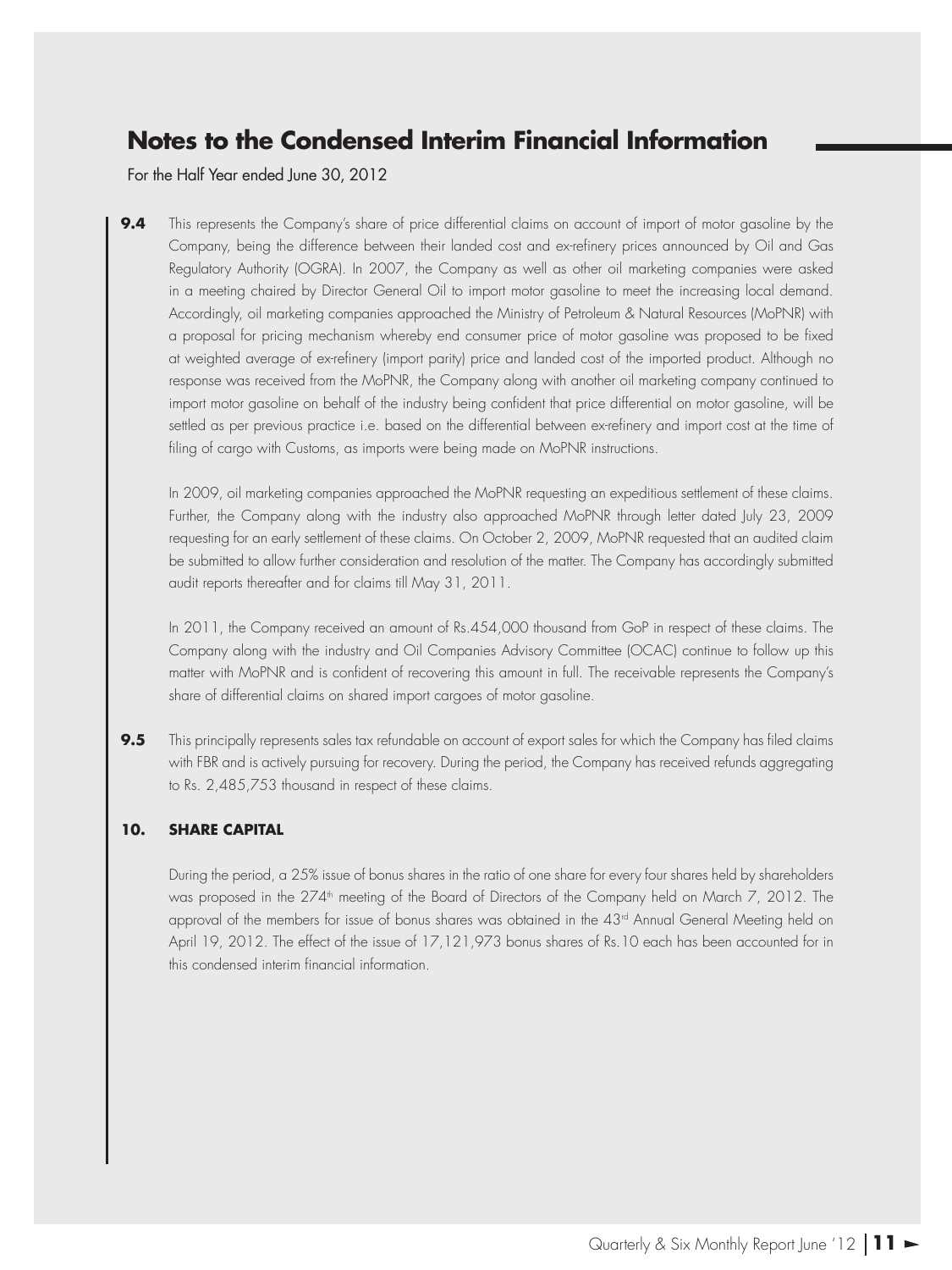# Notes to the Condensed Interim Financial Information

For the Half Year ended June 30, 2012

**9.4** This represents the Company's share of price differential claims on account of import of motor gasoline by the Company, being the difference between their landed cost and ex-refinery prices announced by Oil and Gas Regulatory Authority (OGRA). In 2007, the Company as well as other oil marketing companies were asked in a meeting chaired by Director General Oil to import motor gasoline to meet the increasing local demand. Accordingly, oil marketing companies approached the Ministry of Petroleum & Natural Resources (MoPNR) with a proposal for pricing mechanism whereby end consumer price of motor gasoline was proposed to be fixed at weighted average of ex-refinery (import parity) price and landed cost of the imported product. Although no response was received from the MoPNR, the Company along with another oil marketing company continued to import motor gasoline on behalf of the industry being confident that price differential on motor gasoline, will be settled as per previous practice i.e. based on the differential between ex-refinery and import cost at the time of filing of cargo with Customs, as imports were being made on MoPNR instructions.

In 2009, oil marketing companies approached the MoPNR requesting an expeditious settlement of these claims. Further, the Company along with the industry also approached MoPNR through letter dated July 23, 2009 requesting for an early settlement of these claims. On October 2, 2009, MoPNR requested that an audited claim be submitted to allow further consideration and resolution of the matter. The Company has accordingly submitted audit reports thereafter and for claims till May 31, 2011.

In 2011, the Company received an amount of Rs.454,000 thousand from GoP in respect of these claims. The Company along with the industry and Oil Companies Advisory Committee (OCAC) continue to follow up this matter with MoPNR and is confident of recovering this amount in full. The receivable represents the Company's share of differential claims on shared import cargoes of motor gasoline.

**9.5** This principally represents sales tax refundable on account of export sales for which the Company has filed claims with FBR and is actively pursuing for recovery. During the period, the Company has received refunds aggregating to Rs. 2,485,753 thousand in respect of these claims.

**10. SHARE CAPITAL**

During the period, a 25% issue of bonus shares in the ratio of one share for every four shares held by shareholders was proposed in the 274th meeting of the Board of Directors of the Company held on March 7, 2012. The approval of the members for issue of bonus shares was obtained in the 43rd Annual General Meeting held on April 19, 2012. The effect of the issue of 17,121,973 bonus shares of Rs.10 each has been accounted for in this condensed interim financial information.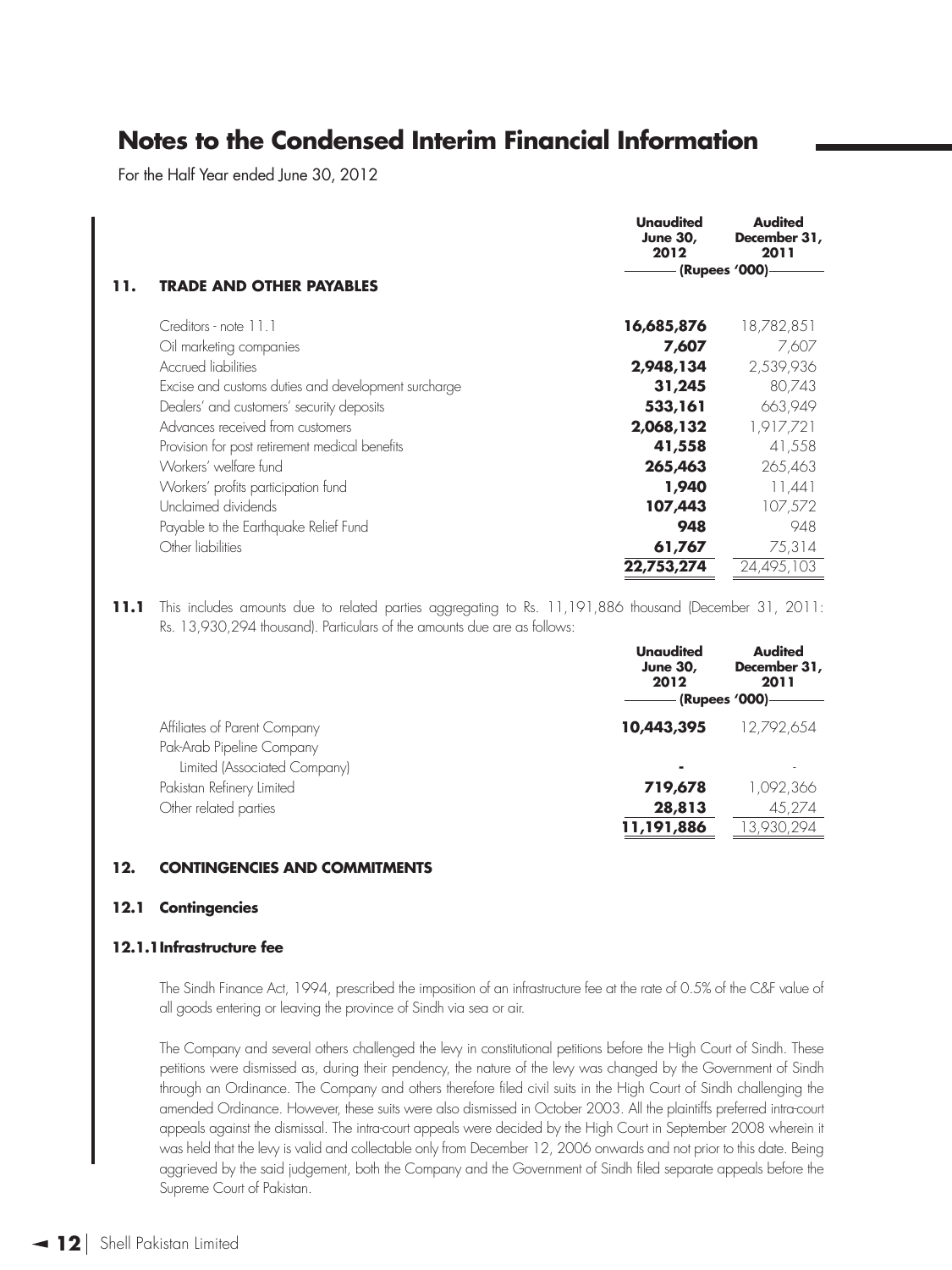# Notes to the Condensed Interim Financial Information

For the Half Year ended June 30, 2012

| **11. TRADE AND OTHER PAYABLES** | **Unaudited June 30, 2012** | **Audited December 31, 2011** |
|---|---|---|
| | (Rupees '000) | |
| Creditors - note 11.1 | **16,685,876** | 18,782,851 |
| Oil marketing companies | **7,607** | 7,607 |
| Accrued liabilities | **2,948,134** | 2,539,936 |
| Excise and customs duties and development surcharge | **31,245** | 80,743 |
| Dealers' and customers' security deposits | **533,161** | 663,949 |
| Advances received from customers | **2,068,132** | 1,917,721 |
| Provision for post retirement medical benefits | **41,558** | 41,558 |
| Workers' welfare fund | **265,463** | 265,463 |
| Workers' profits participation fund | **1,940** | 11,441 |
| Unclaimed dividends | **107,443** | 107,572 |
| Payable to the Earthquake Relief Fund | **948** | 948 |
| Other liabilities | **61,767** | 75,314 |
| | **22,753,274** | 24,495,103 |

**11.1** This includes amounts due to related parties aggregating to Rs. 11,191,886 thousand (December 31, 2011: Rs. 13,930,294 thousand). Particulars of the amounts due are as follows:

| | **Unaudited June 30, 2012** | **Audited December 31, 2011** |
|---|---|---|
| | (Rupees '000) | |
| Affiliates of Parent Company | **10,443,395** | 12,792,654 |
| Pak-Arab Pipeline Company Limited (Associated Company) | **-** | - |
| Pakistan Refinery Limited | **719,678** | 1,092,366 |
| Other related parties | **28,813** | 45,274 |
| | **11,191,886** | 13,930,294 |

## 12. CONTINGENCIES AND COMMITMENTS

### 12.1 Contingencies

#### 12.1.1 Infrastructure fee

The Sindh Finance Act, 1994, prescribed the imposition of an infrastructure fee at the rate of 0.5% of the C&F value of all goods entering or leaving the province of Sindh via sea or air.

The Company and several others challenged the levy in constitutional petitions before the High Court of Sindh. These petitions were dismissed as, during their pendency, the nature of the levy was changed by the Government of Sindh through an Ordinance. The Company and others therefore filed civil suits in the High Court of Sindh challenging the amended Ordinance. However, these suits were also dismissed in October 2003. All the plaintiffs preferred intra-court appeals against the dismissal. The intra-court appeals were decided by the High Court in September 2008 wherein it was held that the levy is valid and collectable only from December 12, 2006 onwards and not prior to this date. Being aggrieved by the said judgement, both the Company and the Government of Sindh filed separate appeals before the Supreme Court of Pakistan.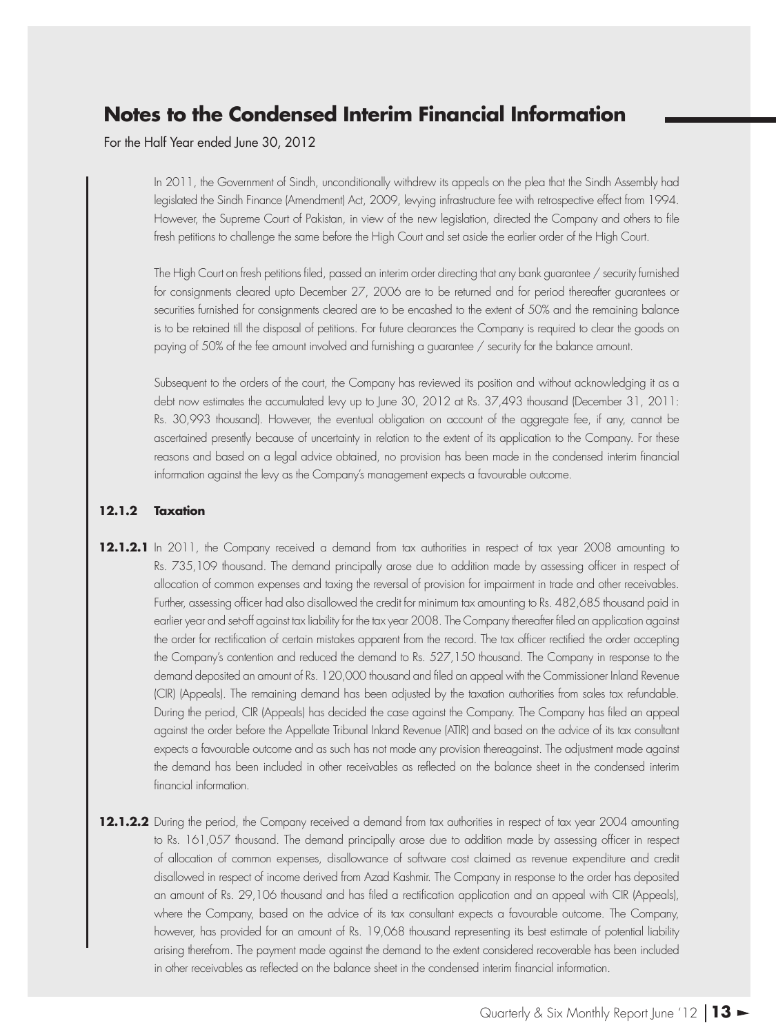# Notes to the Condensed Interim Financial Information

For the Half Year ended June 30, 2012

In 2011, the Government of Sindh, unconditionally withdrew its appeals on the plea that the Sindh Assembly had legislated the Sindh Finance (Amendment) Act, 2009, levying infrastructure fee with retrospective effect from 1994. However, the Supreme Court of Pakistan, in view of the new legislation, directed the Company and others to file fresh petitions to challenge the same before the High Court and set aside the earlier order of the High Court.

The High Court on fresh petitions filed, passed an interim order directing that any bank guarantee / security furnished for consignments cleared upto December 27, 2006 are to be returned and for period thereafter guarantees or securities furnished for consignments cleared are to be encashed to the extent of 50% and the remaining balance is to be retained till the disposal of petitions. For future clearances the Company is required to clear the goods on paying of 50% of the fee amount involved and furnishing a guarantee / security for the balance amount.

Subsequent to the orders of the court, the Company has reviewed its position and without acknowledging it as a debt now estimates the accumulated levy up to June 30, 2012 at Rs. 37,493 thousand (December 31, 2011: Rs. 30,993 thousand). However, the eventual obligation on account of the aggregate fee, if any, cannot be ascertained presently because of uncertainty in relation to the extent of its application to the Company. For these reasons and based on a legal advice obtained, no provision has been made in the condensed interim financial information against the levy as the Company's management expects a favourable outcome.

### 12.1.2 Taxation

**12.1.2.1** In 2011, the Company received a demand from tax authorities in respect of tax year 2008 amounting to Rs. 735,109 thousand. The demand principally arose due to addition made by assessing officer in respect of allocation of common expenses and taxing the reversal of provision for impairment in trade and other receivables. Further, assessing officer had also disallowed the credit for minimum tax amounting to Rs. 482,685 thousand paid in earlier year and set-off against tax liability for the tax year 2008. The Company thereafter filed an application against the order for rectification of certain mistakes apparent from the record. The tax officer rectified the order accepting the Company's contention and reduced the demand to Rs. 527,150 thousand. The Company in response to the demand deposited an amount of Rs. 120,000 thousand and filed an appeal with the Commissioner Inland Revenue (CIR) (Appeals). The remaining demand has been adjusted by the taxation authorities from sales tax refundable. During the period, CIR (Appeals) has decided the case against the Company. The Company has filed an appeal against the order before the Appellate Tribunal Inland Revenue (ATIR) and based on the advice of its tax consultant expects a favourable outcome and as such has not made any provision thereagainst. The adjustment made against the demand has been included in other receivables as reflected on the balance sheet in the condensed interim financial information.

**12.1.2.2** During the period, the Company received a demand from tax authorities in respect of tax year 2004 amounting to Rs. 161,057 thousand. The demand principally arose due to addition made by assessing officer in respect of allocation of common expenses, disallowance of software cost claimed as revenue expenditure and credit disallowed in respect of income derived from Azad Kashmir. The Company in response to the order has deposited an amount of Rs. 29,106 thousand and has filed a rectification application and an appeal with CIR (Appeals), where the Company, based on the advice of its tax consultant expects a favourable outcome. The Company, however, has provided for an amount of Rs. 19,068 thousand representing its best estimate of potential liability arising therefrom. The payment made against the demand to the extent considered recoverable has been included in other receivables as reflected on the balance sheet in the condensed interim financial information.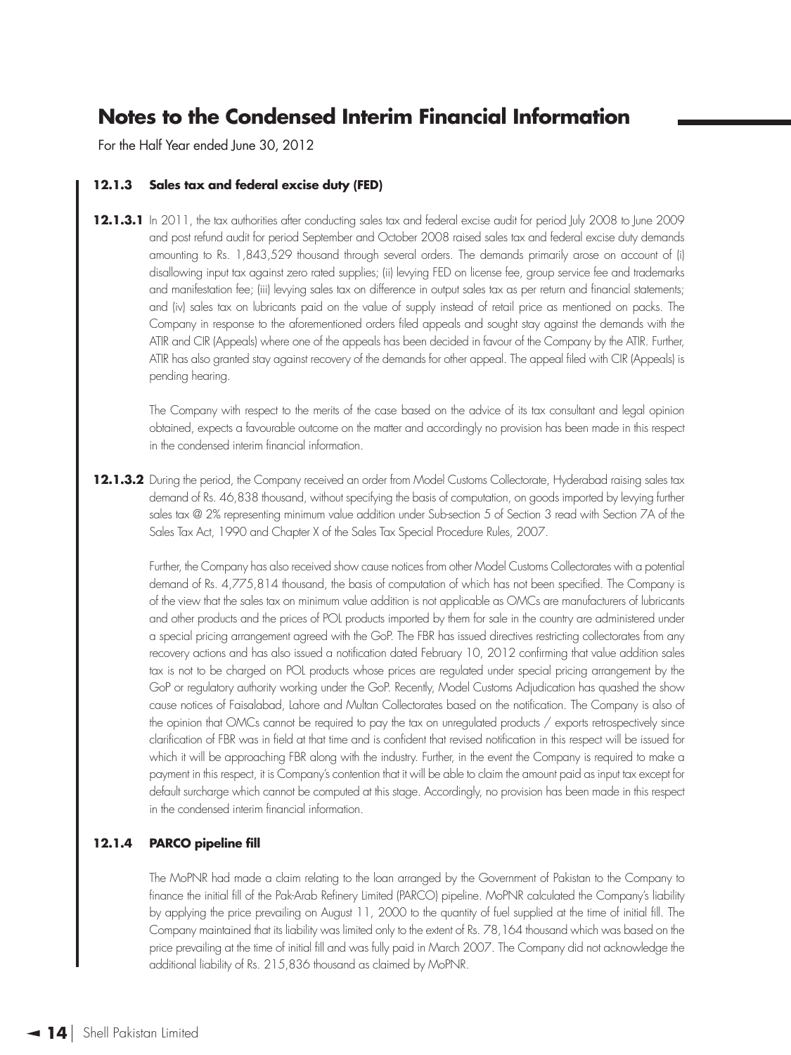# Notes to the Condensed Interim Financial Information

For the Half Year ended June 30, 2012

### 12.1.3 Sales tax and federal excise duty (FED)

**12.1.3.1** In 2011, the tax authorities after conducting sales tax and federal excise audit for period July 2008 to June 2009 and post refund audit for period September and October 2008 raised sales tax and federal excise duty demands amounting to Rs. 1,843,529 thousand through several orders. The demands primarily arose on account of (i) disallowing input tax against zero rated supplies; (ii) levying FED on license fee, group service fee and trademarks and manifestation fee; (iii) levying sales tax on difference in output sales tax as per return and financial statements; and (iv) sales tax on lubricants paid on the value of supply instead of retail price as mentioned on packs. The Company in response to the aforementioned orders filed appeals and sought stay against the demands with the ATIR and CIR (Appeals) where one of the appeals has been decided in favour of the Company by the ATIR. Further, ATIR has also granted stay against recovery of the demands for other appeal. The appeal filed with CIR (Appeals) is pending hearing.

The Company with respect to the merits of the case based on the advice of its tax consultant and legal opinion obtained, expects a favourable outcome on the matter and accordingly no provision has been made in this respect in the condensed interim financial information.

**12.1.3.2** During the period, the Company received an order from Model Customs Collectorate, Hyderabad raising sales tax demand of Rs. 46,838 thousand, without specifying the basis of computation, on goods imported by levying further sales tax @ 2% representing minimum value addition under Sub-section 5 of Section 3 read with Section 7A of the Sales Tax Act, 1990 and Chapter X of the Sales Tax Special Procedure Rules, 2007.

Further, the Company has also received show cause notices from other Model Customs Collectorates with a potential demand of Rs. 4,775,814 thousand, the basis of computation of which has not been specified. The Company is of the view that the sales tax on minimum value addition is not applicable as OMCs are manufacturers of lubricants and other products and the prices of POL products imported by them for sale in the country are administered under a special pricing arrangement agreed with the GoP. The FBR has issued directives restricting collectorates from any recovery actions and has also issued a notification dated February 10, 2012 confirming that value addition sales tax is not to be charged on POL products whose prices are regulated under special pricing arrangement by the GoP or regulatory authority working under the GoP. Recently, Model Customs Adjudication has quashed the show cause notices of Faisalabad, Lahore and Multan Collectorates based on the notification. The Company is also of the opinion that OMCs cannot be required to pay the tax on unregulated products / exports retrospectively since clarification of FBR was in field at that time and is confident that revised notification in this respect will be issued for which it will be approaching FBR along with the industry. Further, in the event the Company is required to make a payment in this respect, it is Company's contention that it will be able to claim the amount paid as input tax except for default surcharge which cannot be computed at this stage. Accordingly, no provision has been made in this respect in the condensed interim financial information.

### 12.1.4 PARCO pipeline fill

The MoPNR had made a claim relating to the loan arranged by the Government of Pakistan to the Company to finance the initial fill of the Pak-Arab Refinery Limited (PARCO) pipeline. MoPNR calculated the Company's liability by applying the price prevailing on August 11, 2000 to the quantity of fuel supplied at the time of initial fill. The Company maintained that its liability was limited only to the extent of Rs. 78,164 thousand which was based on the price prevailing at the time of initial fill and was fully paid in March 2007. The Company did not acknowledge the additional liability of Rs. 215,836 thousand as claimed by MoPNR.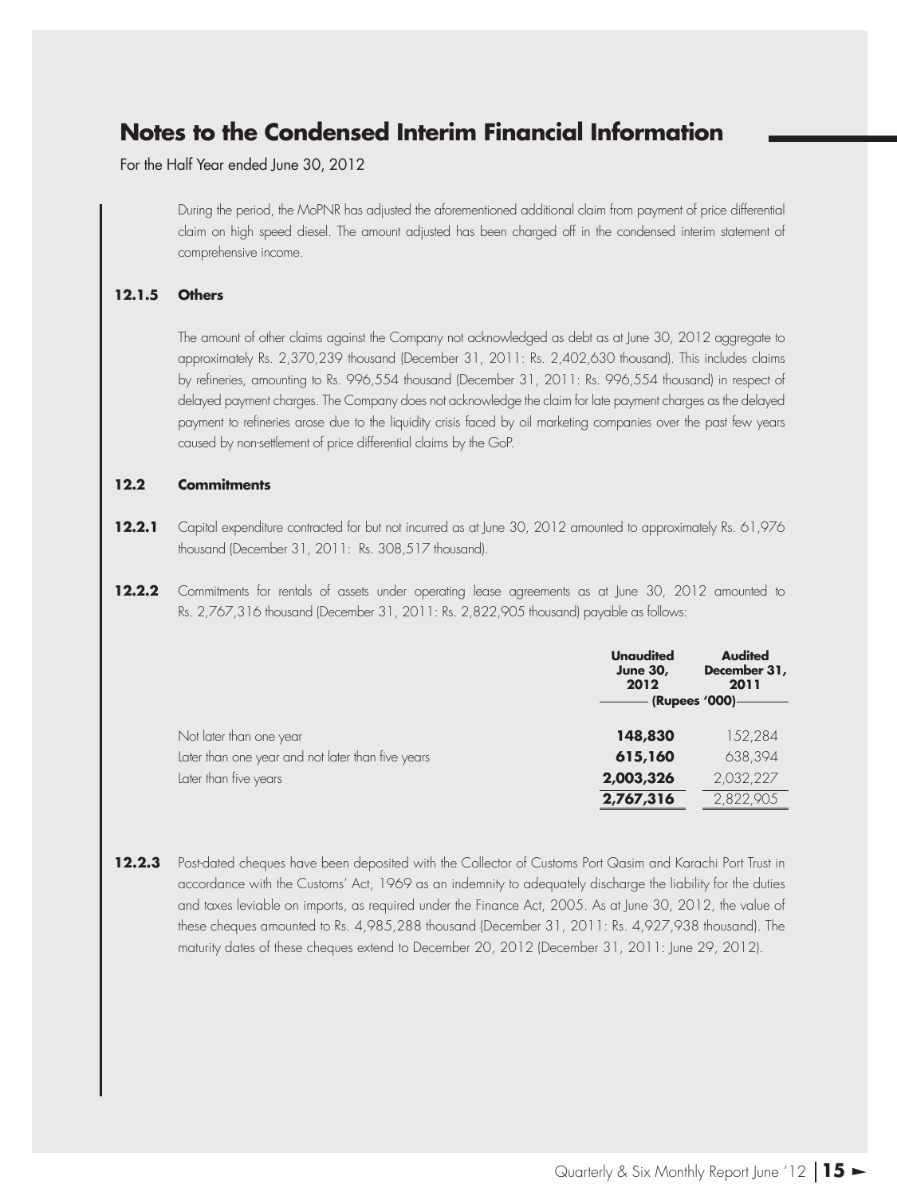## Notes to the Condensed Interim Financial Information

For the Half Year ended June 30, 2012

During the period, the MoPNR has adjusted the aforementioned additional claim from payment of price differential claim on high speed diesel. The amount adjusted has been charged off in the condensed interim statement of comprehensive income.

### 12.1.5 Others

The amount of other claims against the Company not acknowledged as debt as at June 30, 2012 aggregate to approximately Rs. 2,370,239 thousand (December 31, 2011: Rs. 2,402,630 thousand). This includes claims by refineries, amounting to Rs. 996,554 thousand (December 31, 2011: Rs. 996,554 thousand) in respect of delayed payment charges. The Company does not acknowledge the claim for late payment charges as the delayed payment to refineries arose due to the liquidity crisis faced by oil marketing companies over the past few years caused by non-settlement of price differential claims by the GoP.

### 12.2 Commitments

**12.2.1** Capital expenditure contracted for but not incurred as at June 30, 2012 amounted to approximately Rs. 61,976 thousand (December 31, 2011: Rs. 308,517 thousand).

**12.2.2** Commitments for rentals of assets under operating lease agreements as at June 30, 2012 amounted to Rs. 2,767,316 thousand (December 31, 2011: Rs. 2,822,905 thousand) payable as follows:

| | Unaudited June 30, 2012 | Audited December 31, 2011 |
|---|---|---|
| | (Rupees '000) | |
| Not later than one year | **148,830** | 152,284 |
| Later than one year and not later than five years | **615,160** | 638,394 |
| Later than five years | **2,003,326** | 2,032,227 |
| | **2,767,316** | 2,822,905 |

**12.2.3** Post-dated cheques have been deposited with the Collector of Customs Port Qasim and Karachi Port Trust in accordance with the Customs' Act, 1969 as an indemnity to adequately discharge the liability for the duties and taxes leviable on imports, as required under the Finance Act, 2005. As at June 30, 2012, the value of these cheques amounted to Rs. 4,985,288 thousand (December 31, 2011: Rs. 4,927,938 thousand). The maturity dates of these cheques extend to December 20, 2012 (December 31, 2011: June 29, 2012).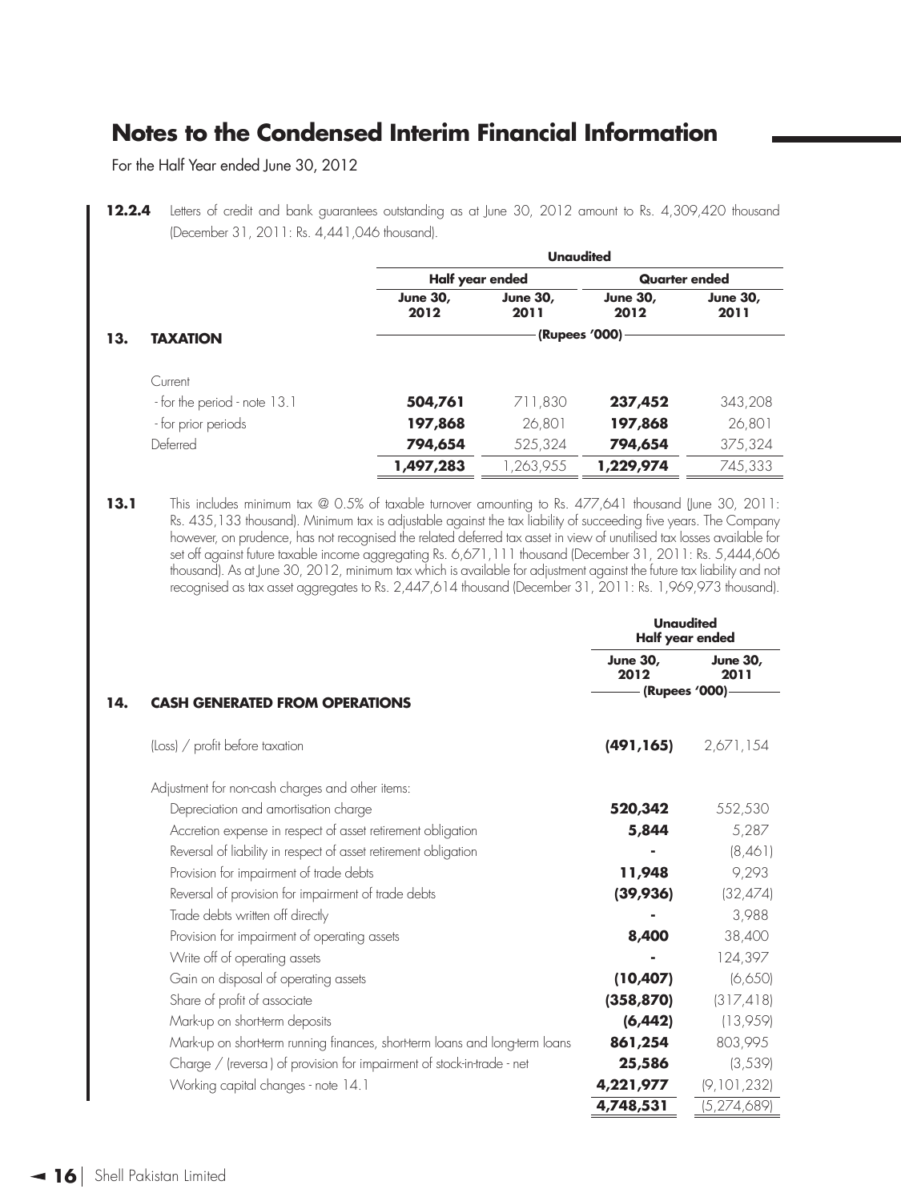# Notes to the Condensed Interim Financial Information

For the Half Year ended June 30, 2012

**12.2.4** Letters of credit and bank guarantees outstanding as at June 30, 2012 amount to Rs. 4,309,420 thousand (December 31, 2011: Rs. 4,441,046 thousand).

| | Unaudited | | | |
|---|---|---|---|---|
| | Half year ended | | Quarter ended | |
| | June 30, 2012 | June 30, 2011 | June 30, 2012 | June 30, 2011 |
| **13. TAXATION** | (Rupees '000) | | | |
| Current | | | | |
| - for the period - note 13.1 | **504,761** | 711,830 | **237,452** | 343,208 |
| - for prior periods | **197,868** | 26,801 | **197,868** | 26,801 |
| Deferred | **794,654** | 525,324 | **794,654** | 375,324 |
| | **1,497,283** | 1,263,955 | **1,229,974** | 745,333 |

**13.1** This includes minimum tax @ 0.5% of taxable turnover amounting to Rs. 477,641 thousand (June 30, 2011: Rs. 435,133 thousand). Minimum tax is adjustable against the tax liability of succeeding five years. The Company however, on prudence, has not recognised the related deferred tax asset in view of unutilised tax losses available for set off against future taxable income aggregating Rs. 6,671,111 thousand (December 31, 2011: Rs. 5,444,606 thousand). As at June 30, 2012, minimum tax which is available for adjustment against the future tax liability and not recognised as tax asset aggregates to Rs. 2,447,614 thousand (December 31, 2011: Rs. 1,969,973 thousand).

| | Unaudited Half year ended | |
|---|---|---|
| | June 30, 2012 | June 30, 2011 |
| **14. CASH GENERATED FROM OPERATIONS** | (Rupees '000) | |
| (Loss) / profit before taxation | **(491,165)** | 2,671,154 |
| Adjustment for non-cash charges and other items: | | |
| Depreciation and amortisation charge | **520,342** | 552,530 |
| Accretion expense in respect of asset retirement obligation | **5,844** | 5,287 |
| Reversal of liability in respect of asset retirement obligation | **-** | (8,461) |
| Provision for impairment of trade debts | **11,948** | 9,293 |
| Reversal of provision for impairment of trade debts | **(39,936)** | (32,474) |
| Trade debts written off directly | **-** | 3,988 |
| Provision for impairment of operating assets | **8,400** | 38,400 |
| Write off of operating assets | **-** | 124,397 |
| Gain on disposal of operating assets | **(10,407)** | (6,650) |
| Share of profit of associate | **(358,870)** | (317,418) |
| Mark-up on short-term deposits | **(6,442)** | (13,959) |
| Mark-up on short-term running finances, short-term loans and long-term loans | **861,254** | 803,995 |
| Charge / (reversal) of provision for impairment of stock-in-trade - net | **25,586** | (3,539) |
| Working capital changes - note 14.1 | **4,221,977** | (9,101,232) |
| | **4,748,531** | (5,274,689) |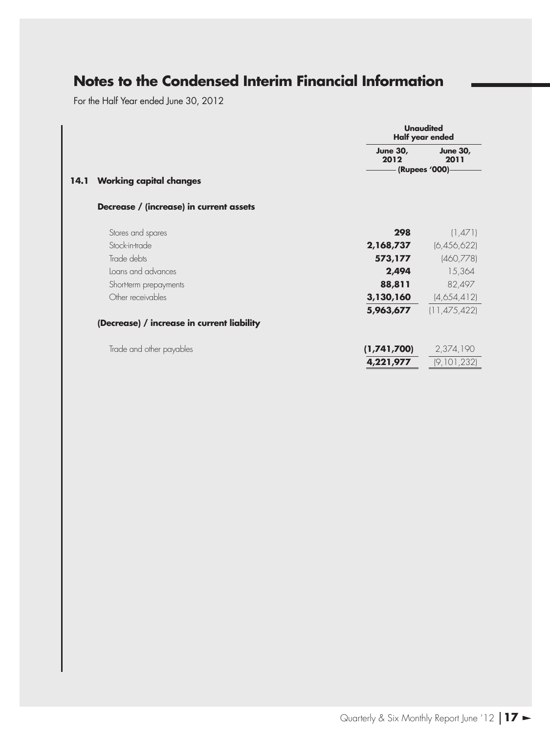# Notes to the Condensed Interim Financial Information

For the Half Year ended June 30, 2012

| | Unaudited Half year ended | |
|---|---|---|
| | **June 30, 2012** | **June 30, 2011** |
| | (Rupees '000) | |
| **14.1 Working capital changes** | | |
| **Decrease / (increase) in current assets** | | |
| Stores and spares | **298** | (1,471) |
| Stock-in-trade | **2,168,737** | (6,456,622) |
| Trade debts | **573,177** | (460,778) |
| Loans and advances | **2,494** | 15,364 |
| Short-term prepayments | **88,811** | 82,497 |
| Other receivables | **3,130,160** | (4,654,412) |
| | **5,963,677** | (11,475,422) |
| **(Decrease) / increase in current liability** | | |
| Trade and other payables | **(1,741,700)** | 2,374,190 |
| | **4,221,977** | (9,101,232) |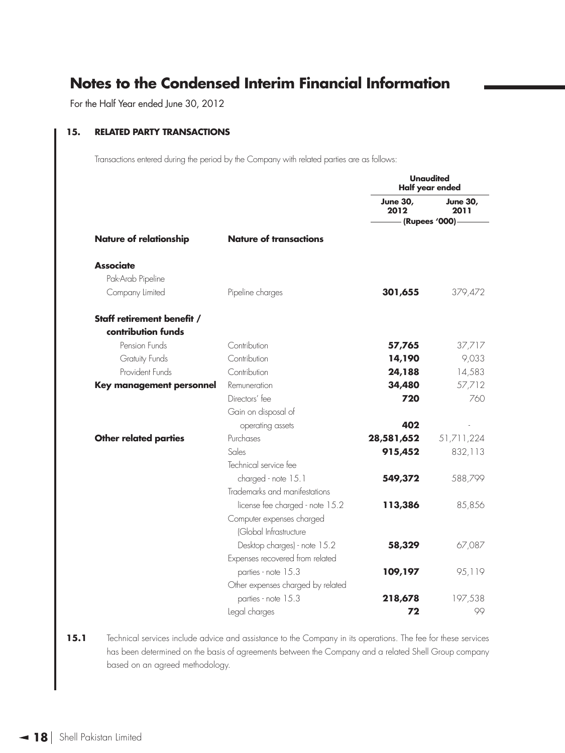# Notes to the Condensed Interim Financial Information

For the Half Year ended June 30, 2012

## 15. RELATED PARTY TRANSACTIONS

Transactions entered during the period by the Company with related parties are as follows:

| | | Unaudited Half year ended | |
|---|---|---|---|
| | | **June 30, 2012** | **June 30, 2011** |
| | | (Rupees '000) | |
| **Nature of relationship** | **Nature of transactions** | | |
| **Associate** | | | |
| Pak-Arab Pipeline Company Limited | Pipeline charges | **301,655** | 379,472 |
| **Staff retirement benefit / contribution funds** | | | |
| Pension Funds | Contribution | **57,765** | 37,717 |
| Gratuity Funds | Contribution | **14,190** | 9,033 |
| Provident Funds | Contribution | **24,188** | 14,583 |
| **Key management personnel** | Remuneration | **34,480** | 57,712 |
| | Directors' fee | **720** | 760 |
| | Gain on disposal of operating assets | **402** | - |
| **Other related parties** | Purchases | **28,581,652** | 51,711,224 |
| | Sales | **915,452** | 832,113 |
| | Technical service fee charged - note 15.1 | **549,372** | 588,799 |
| | Trademarks and manifestations license fee charged - note 15.2 | **113,386** | 85,856 |
| | Computer expenses charged (Global Infrastructure Desktop charges) - note 15.2 | **58,329** | 67,087 |
| | Expenses recovered from related parties - note 15.3 | **109,197** | 95,119 |
| | Other expenses charged by related parties - note 15.3 | **218,678** | 197,538 |
| | Legal charges | **72** | 99 |

**15.1** Technical services include advice and assistance to the Company in its operations. The fee for these services has been determined on the basis of agreements between the Company and a related Shell Group company based on an agreed methodology.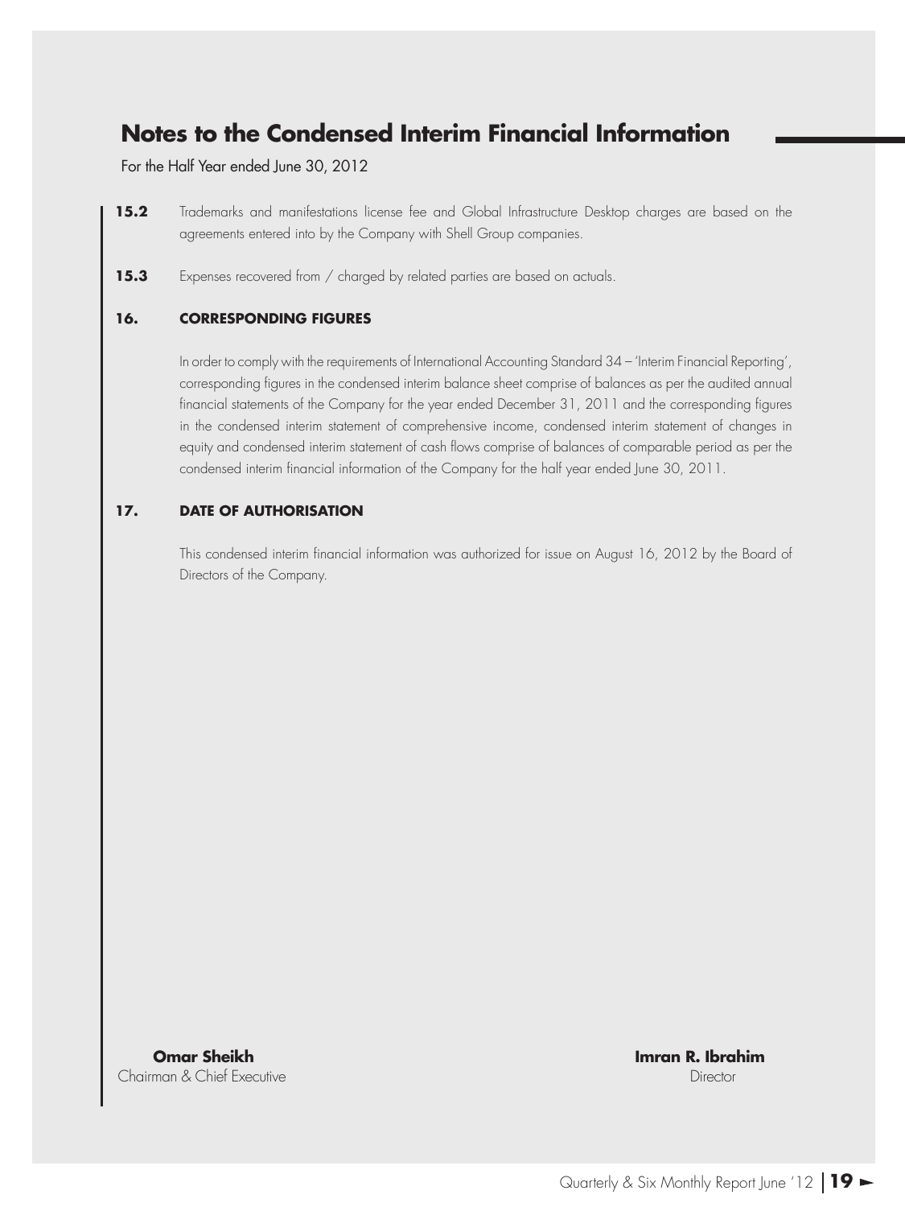# Notes to the Condensed Interim Financial Information

For the Half Year ended June 30, 2012

**15.2** Trademarks and manifestations license fee and Global Infrastructure Desktop charges are based on the agreements entered into by the Company with Shell Group companies.

**15.3** Expenses recovered from / charged by related parties are based on actuals.

## 16. CORRESPONDING FIGURES

In order to comply with the requirements of International Accounting Standard 34 – 'Interim Financial Reporting', corresponding figures in the condensed interim balance sheet comprise of balances as per the audited annual financial statements of the Company for the year ended December 31, 2011 and the corresponding figures in the condensed interim statement of comprehensive income, condensed interim statement of changes in equity and condensed interim statement of cash flows comprise of balances of comparable period as per the condensed interim financial information of the Company for the half year ended June 30, 2011.

## 17. DATE OF AUTHORISATION

This condensed interim financial information was authorized for issue on August 16, 2012 by the Board of Directors of the Company.

**Omar Sheikh**
Chairman & Chief Executive

**Imran R. Ibrahim**
Director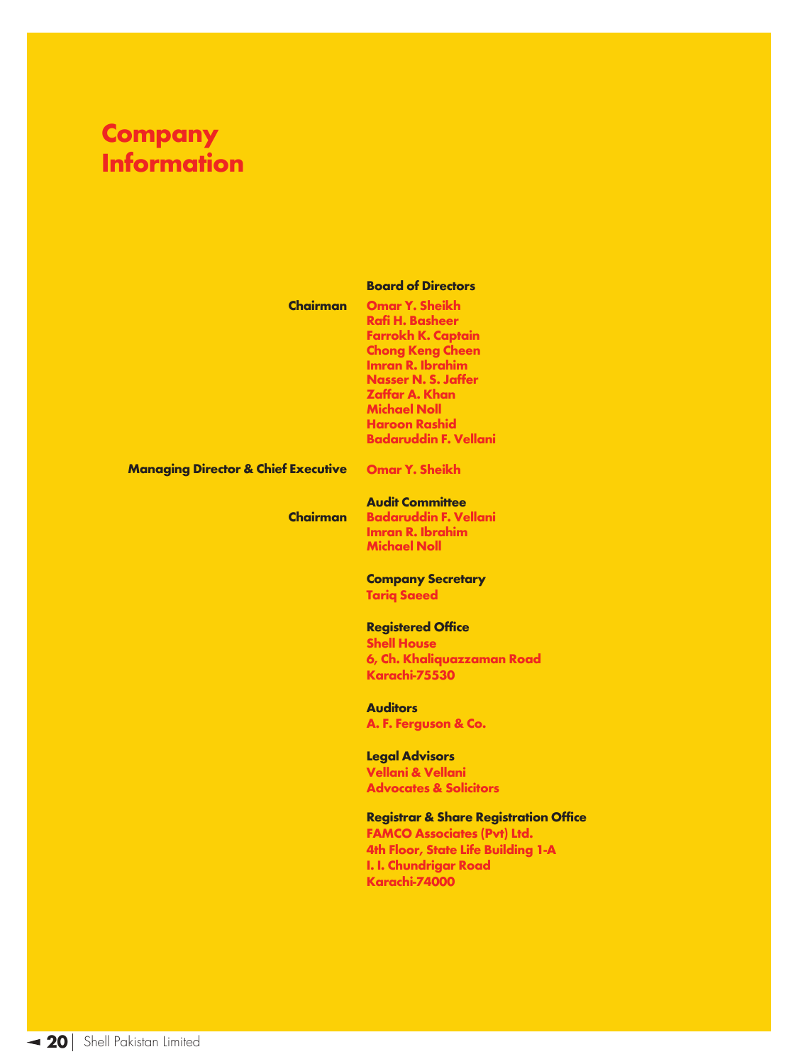# Company Information

## Board of Directors

**Chairman** Omar Y. Sheikh
Rafi H. Basheer
Farrokh K. Captain
Chong Keng Cheen
Imran R. Ibrahim
Nasser N. S. Jaffer
Zaffar A. Khan
Michael Noll
Haroon Rashid
Badaruddin F. Vellani

**Managing Director & Chief Executive** Omar Y. Sheikh

## Audit Committee

**Chairman** Badaruddin F. Vellani
Imran R. Ibrahim
Michael Noll

## Company Secretary

Tariq Saeed

## Registered Office

Shell House
6, Ch. Khaliquazzaman Road
Karachi-75530

## Auditors

A. F. Ferguson & Co.

## Legal Advisors

Vellani & Vellani
Advocates & Solicitors

## Registrar & Share Registration Office

FAMCO Associates (Pvt) Ltd.
4th Floor, State Life Building 1-A
I. I. Chundrigar Road
Karachi-74000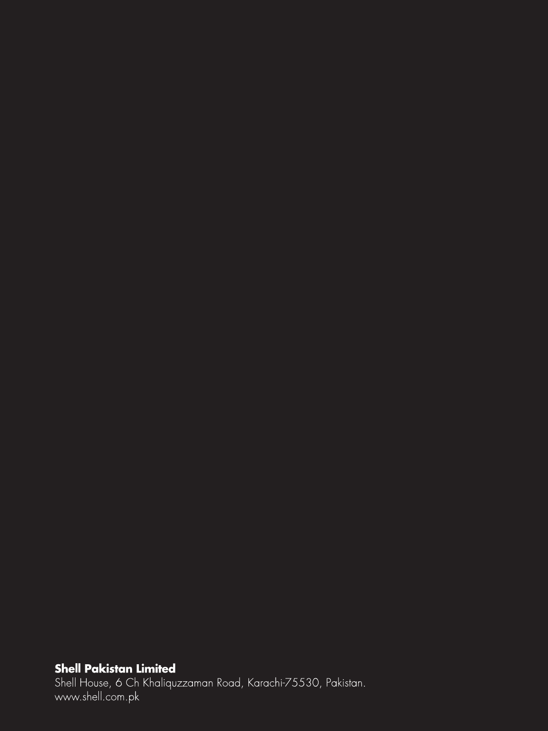**Shell Pakistan Limited**

Shell House, 6 Ch Khaliquzzaman Road, Karachi-75530, Pakistan.

www.shell.com.pk